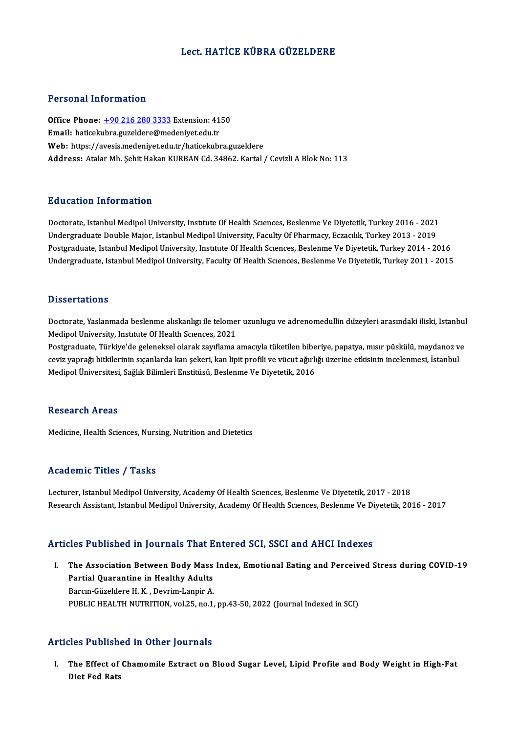# Lect. HATİCE KÜBRA GÜZELDERE

## Personal Information

**Office Phone:** +90 216 280 3333 Extension: 4150
**Email:** haticekubra.guzeldere@medeniyet.edu.tr
**Web:** https://avesis.medeniyet.edu.tr/haticekubra.guzeldere
**Address:** Atalar Mh. Şehit Hakan KURBAN Cd. 34862. Kartal / Cevizli A Blok No: 113

## Education Information

Doctorate, Istanbul Medipol University, Institute Of Health Sciences, Beslenme Ve Diyetetik, Turkey 2016 - 2021
Undergraduate Double Major, Istanbul Medipol University, Faculty Of Pharmacy, Eczacılık, Turkey 2013 - 2019
Postgraduate, Istanbul Medipol University, Institute Of Health Sciences, Beslenme Ve Diyetetik, Turkey 2014 - 2016
Undergraduate, Istanbul Medipol University, Faculty Of Health Sciences, Beslenme Ve Diyetetik, Turkey 2011 - 2015

## Dissertations

Doctorate, Yaslanmada beslenme alıskanlıgı ile telomer uzunlugu ve adrenomedullin düzeyleri arasındaki iliski, Istanbul Medipol University, Institute Of Health Sciences, 2021
Postgraduate, Türkiye'de geleneksel olarak zayıflama amacıyla tüketilen biberiye, papatya, mısır püskülü, maydanoz ve ceviz yaprağı bitkilerinin sıçanlarda kan şekeri, kan lipit profili ve vücut ağırlığı üzerine etkisinin incelenmesi, İstanbul Medipol Üniversitesi, Sağlık Bilimleri Enstitüsü, Beslenme Ve Diyetetik, 2016

## Research Areas

Medicine, Health Sciences, Nursing, Nutrition and Dietetics

## Academic Titles / Tasks

Lecturer, Istanbul Medipol University, Academy Of Health Sciences, Beslenme Ve Diyetetik, 2017 - 2018
Research Assistant, Istanbul Medipol University, Academy Of Health Sciences, Beslenme Ve Diyetetik, 2016 - 2017

## Articles Published in Journals That Entered SCI, SSCI and AHCI Indexes

I. **The Association Between Body Mass Index, Emotional Eating and Perceived Stress during COVID-19 Partial Quarantine in Healthy Adults**
Barcın-Güzeldere H. K. , Devrim-Lanpir A.
PUBLIC HEALTH NUTRITION, vol.25, no.1, pp.43-50, 2022 (Journal Indexed in SCI)

## Articles Published in Other Journals

I. **The Effect of Chamomile Extract on Blood Sugar Level, Lipid Profile and Body Weight in High-Fat Diet Fed Rats**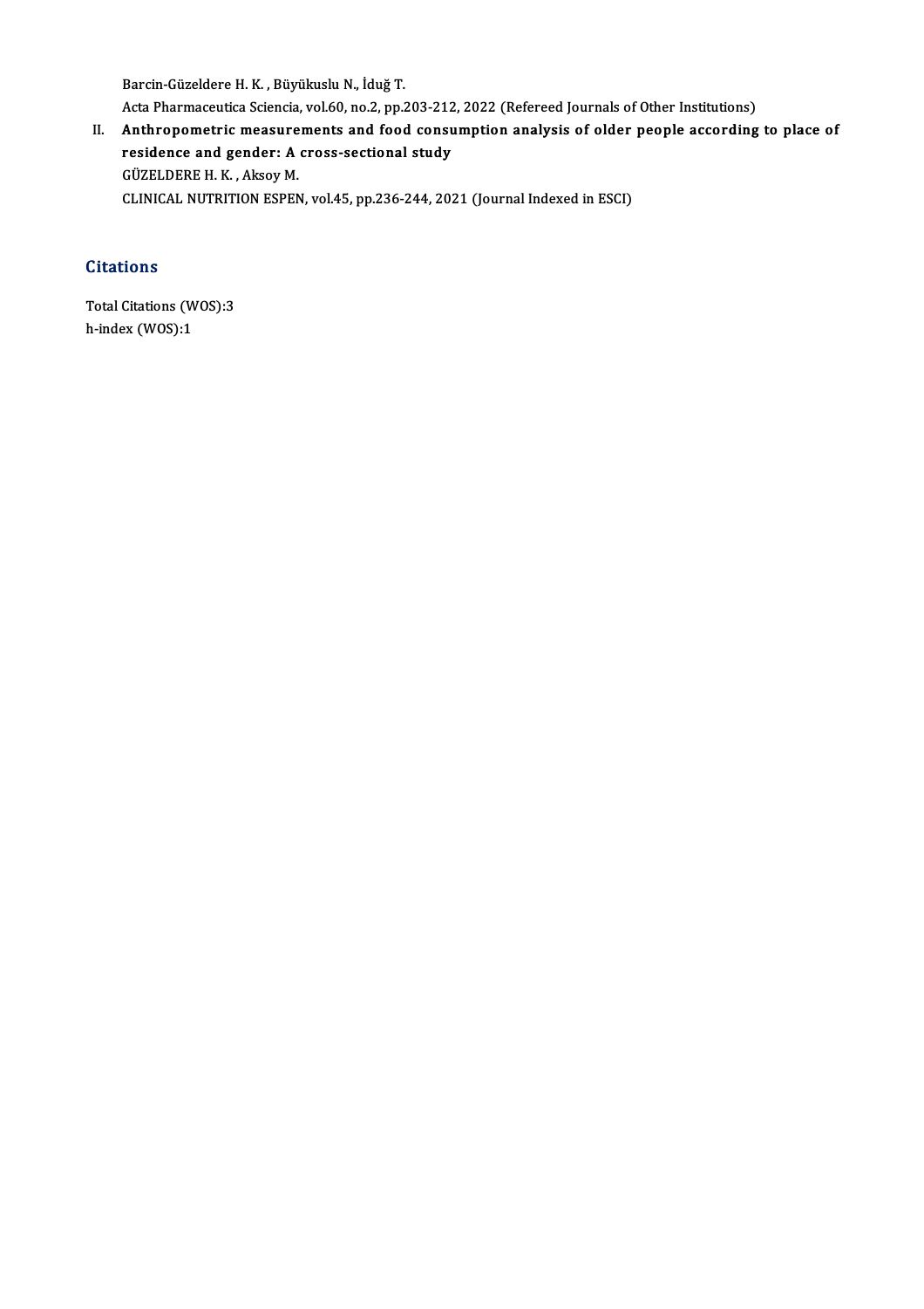Barcin-Güzeldere H. K. , Büyükuslu N., İduğ T.
Acta Pharmaceutica Sciencia, vol.60, no.2, pp.203-212, 2022 (Refereed Journals of Other Institutions)

II. **Anthropometric measurements and food consumption analysis of older people according to place of residence and gender: A cross-sectional study**
GÜZELDERE H. K. , Aksoy M.
CLINICAL NUTRITION ESPEN, vol.45, pp.236-244, 2021 (Journal Indexed in ESCI)

## Citations

Total Citations (WOS):3
h-index (WOS):1